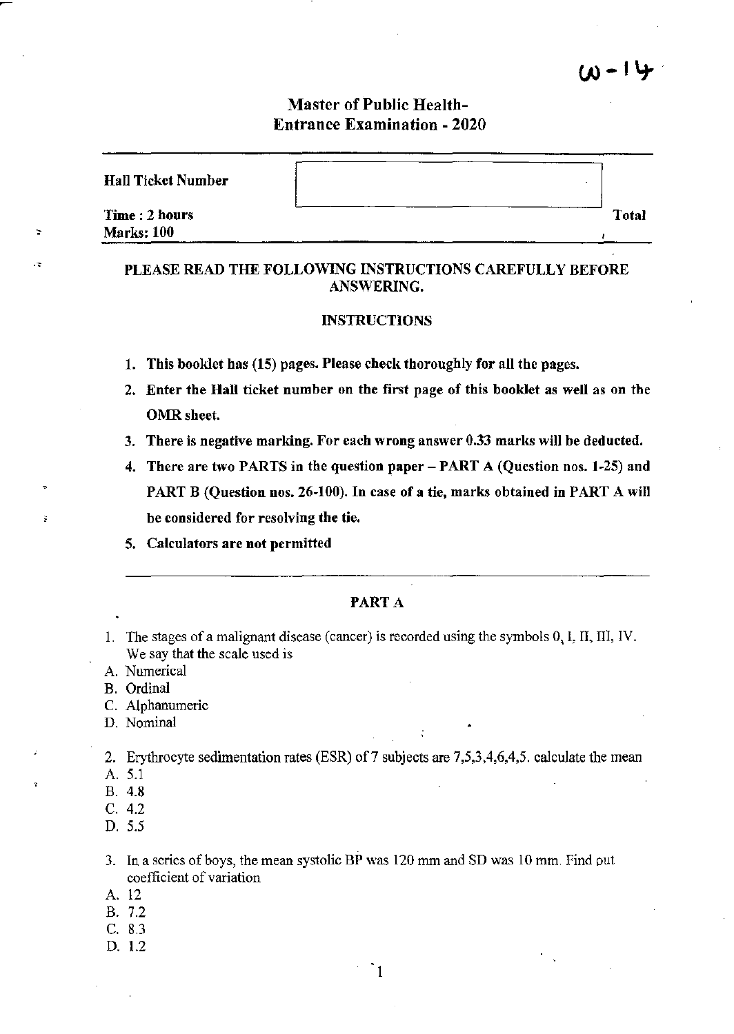W-14

# Master of Public Health-
# Entrance Examination - 2020

**Hall Ticket Number**

**Time : 2 hours**
**Marks: 100**

**Total**

**PLEASE READ THE FOLLOWING INSTRUCTIONS CAREFULLY BEFORE ANSWERING.**

**INSTRUCTIONS**

1. **This booklet has (15) pages. Please check thoroughly for all the pages.**
2. **Enter the Hall ticket number on the first page of this booklet as well as on the OMR sheet.**
3. **There is negative marking. For each wrong answer 0.33 marks will be deducted.**
4. **There are two PARTS in the question paper – PART A (Question nos. 1-25) and PART B (Question nos. 26-100). In case of a tie, marks obtained in PART A will be considered for resolving the tie.**
5. **Calculators are not permitted**

## PART A

1. The stages of a malignant disease (cancer) is recorded using the symbols 0, I, II, III, IV. We say that the scale used is

A. Numerical
B. Ordinal
C. Alphanumeric
D. Nominal

2. Erythrocyte sedimentation rates (ESR) of 7 subjects are 7,5,3,4,6,4,5. calculate the mean

A. 5.1
B. 4.8
C. 4.2
D. 5.5

3. In a series of boys, the mean systolic BP was 120 mm and SD was 10 mm. Find out coefficient of variation

A. 12
B. 7.2
C. 8.3
D. 1.2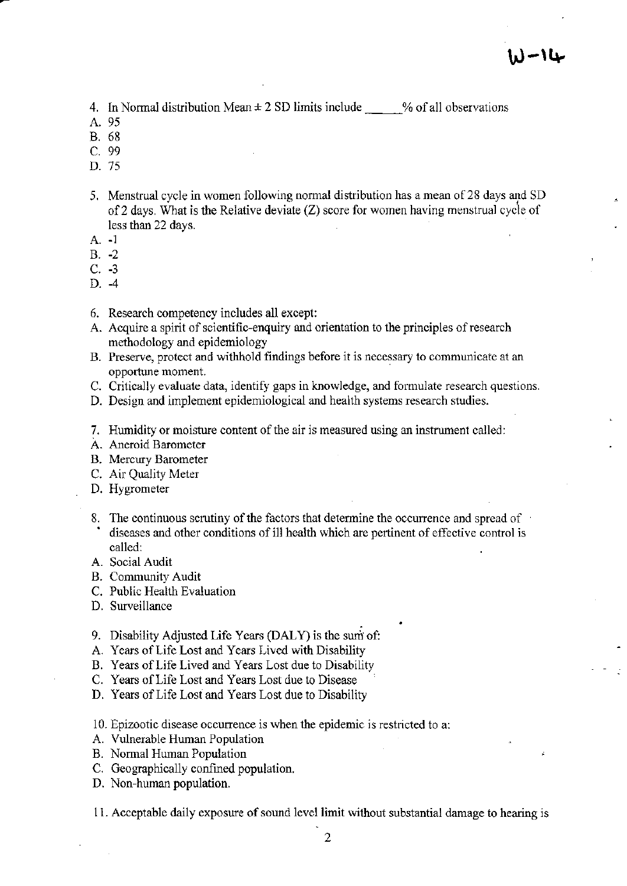4. In Normal distribution Mean ± 2 SD limits include ______% of all observations

A. 95
B. 68
C. 99
D. 75

5. Menstrual cycle in women following normal distribution has a mean of 28 days and SD of 2 days. What is the Relative deviate (Z) score for women having menstrual cycle of less than 22 days.

A. -1
B. -2
C. -3
D. -4

6. Research competency includes all except:

A. Acquire a spirit of scientific-enquiry and orientation to the principles of research methodology and epidemiology
B. Preserve, protect and withhold findings before it is necessary to communicate at an opportune moment.
C. Critically evaluate data, identify gaps in knowledge, and formulate research questions.
D. Design and implement epidemiological and health systems research studies.

7. Humidity or moisture content of the air is measured using an instrument called:

A. Aneroid Barometer
B. Mercury Barometer
C. Air Quality Meter
D. Hygrometer

8. The continuous scrutiny of the factors that determine the occurrence and spread of diseases and other conditions of ill health which are pertinent of effective control is called:

A. Social Audit
B. Community Audit
C. Public Health Evaluation
D. Surveillance

9. Disability Adjusted Life Years (DALY) is the sum of:

A. Years of Life Lost and Years Lived with Disability
B. Years of Life Lived and Years Lost due to Disability
C. Years of Life Lost and Years Lost due to Disease
D. Years of Life Lost and Years Lost due to Disability

10. Epizootic disease occurrence is when the epidemic is restricted to a:

A. Vulnerable Human Population
B. Normal Human Population
C. Geographically confined population.
D. Non-human population.

11. Acceptable daily exposure of sound level limit without substantial damage to hearing is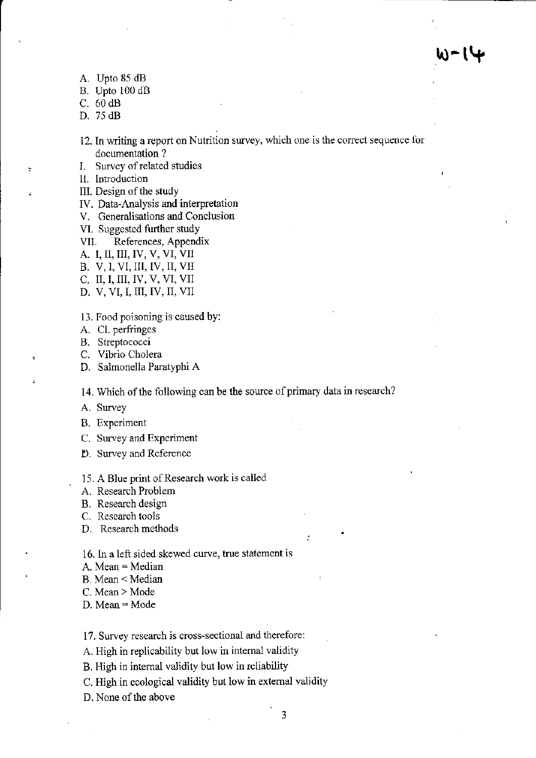A. Upto 85 dB
B. Upto 100 dB
C. 60 dB
D. 75 dB

12. In writing a report on Nutrition survey, which one is the correct sequence for documentation ?

I. Survey of related studies
II. Introduction
III. Design of the study
IV. Data-Analysis and interpretation
V. Generalisations and Conclusion
VI. Suggested further study
VII. References, Appendix

A. I, II, III, IV, V, VI, VII
B. V, I, VI, III, IV, II, VII
C. II, I, III, IV, V, VI, VII
D. V, VI, I, III, IV, II, VII

13. Food poisoning is caused by:

A. Cl. perfringes
B. Streptococci
C. Vibrio Cholera
D. Salmonella Paratyphi A

14. Which of the following can be the source of primary data in research?

A. Survey
B. Experiment
C. Survey and Experiment
D. Survey and Reference

15. A Blue print of Research work is called

A. Research Problem
B. Research design
C. Research tools
D. Research methods

16. In a left sided skewed curve, true statement is

A. Mean = Median
B. Mean < Median
C. Mean > Mode
D. Mean = Mode

17. Survey research is cross-sectional and therefore:

A. High in replicability but low in internal validity
B. High in internal validity but low in reliability
C. High in ecological validity but low in external validity
D. None of the above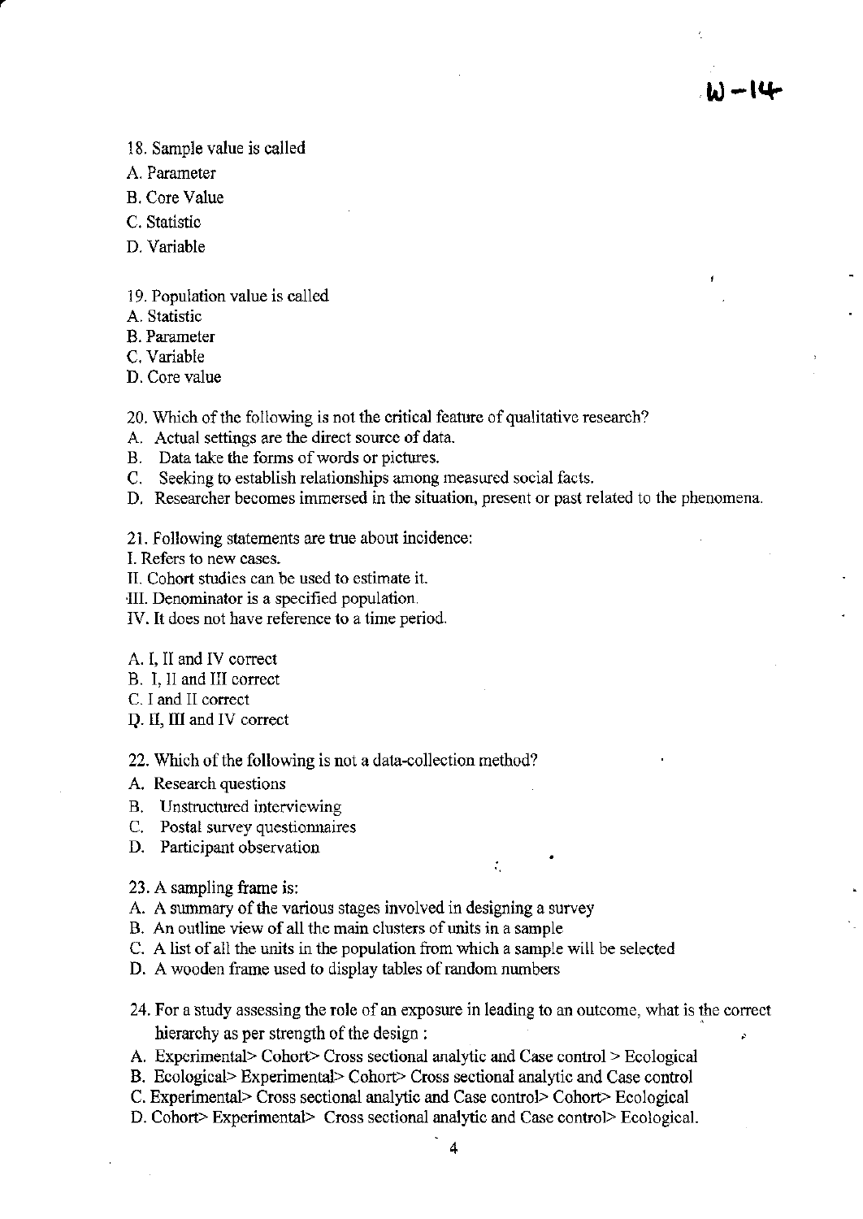18. Sample value is called

A. Parameter

B. Core Value

C. Statistic

D. Variable

19. Population value is called

A. Statistic

B. Parameter

C. Variable

D. Core value

20. Which of the following is not the critical feature of qualitative research?

A. Actual settings are the direct source of data.

B. Data take the forms of words or pictures.

C. Seeking to establish relationships among measured social facts.

D. Researcher becomes immersed in the situation, present or past related to the phenomena.

21. Following statements are true about incidence:

I. Refers to new cases.

II. Cohort studies can be used to estimate it.

III. Denominator is a specified population.

IV. It does not have reference to a time period.

A. I, II and IV correct

B. I, II and III correct

C. I and II correct

D. II, III and IV correct

22. Which of the following is not a data-collection method?

A. Research questions

B. Unstructured interviewing

C. Postal survey questionnaires

D. Participant observation

23. A sampling frame is:

A. A summary of the various stages involved in designing a survey

B. An outline view of all the main clusters of units in a sample

C. A list of all the units in the population from which a sample will be selected

D. A wooden frame used to display tables of random numbers

24. For a study assessing the role of an exposure in leading to an outcome, what is the correct hierarchy as per strength of the design :

A. Experimental> Cohort> Cross sectional analytic and Case control > Ecological

B. Ecological> Experimental> Cohort> Cross sectional analytic and Case control

C. Experimental> Cross sectional analytic and Case control> Cohort> Ecological

D. Cohort> Experimental> Cross sectional analytic and Case control> Ecological.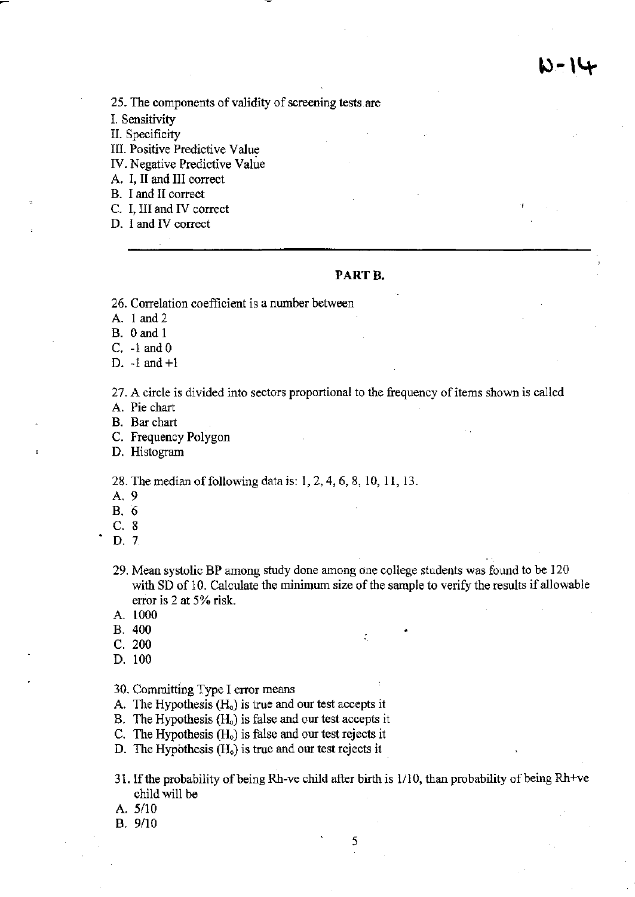W-14

25. The components of validity of screening tests are

I. Sensitivity
II. Specificity
III. Positive Predictive Value
IV. Negative Predictive Value

A. I, II and III correct
B. I and II correct
C. I, III and IV correct
D. I and IV correct

---

## PART B.

26. Correlation coefficient is a number between

A. 1 and 2
B. 0 and 1
C. -1 and 0
D. -1 and +1

27. A circle is divided into sectors proportional to the frequency of items shown is called

A. Pie chart
B. Bar chart
C. Frequency Polygon
D. Histogram

28. The median of following data is: 1, 2, 4, 6, 8, 10, 11, 13.

A. 9
B. 6
C. 8
D. 7

29. Mean systolic BP among study done among one college students was found to be 120 with SD of 10. Calculate the minimum size of the sample to verify the results if allowable error is 2 at 5% risk.

A. 1000
B. 400
C. 200
D. 100

30. Committing Type I error means

A. The Hypothesis ($H_o$) is true and our test accepts it
B. The Hypothesis ($H_o$) is false and our test accepts it
C. The Hypothesis ($H_o$) is false and our test rejects it
D. The Hypothesis ($H_o$) is true and our test rejects it

31. If the probability of being Rh-ve child after birth is 1/10, than probability of being Rh+ve child will be

A. 5/10
B. 9/10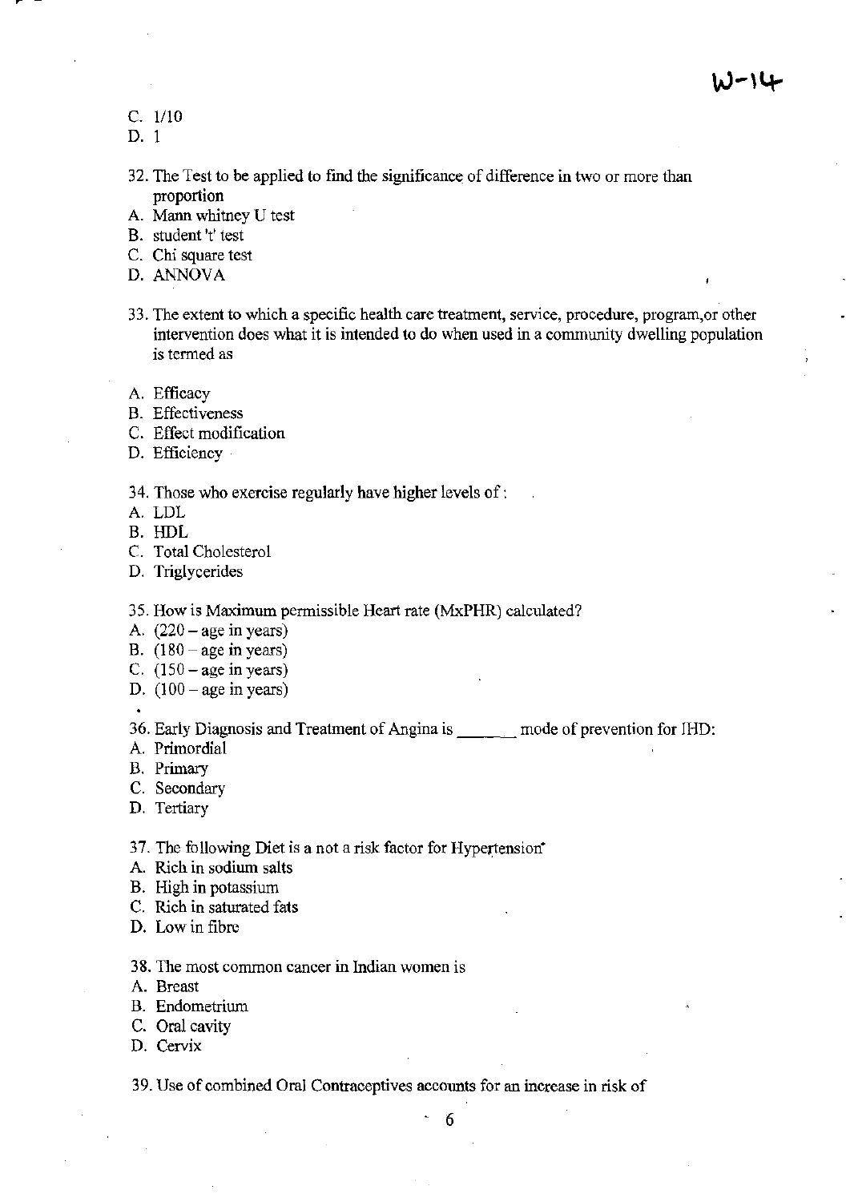W-14

C. 1/10  
D. 1

32. The Test to be applied to find the significance of difference in two or more than proportion
A. Mann whitney U test
B. student 't' test
C. Chi square test
D. ANNOVA

33. The extent to which a specific health care treatment, service, procedure, program,or other intervention does what it is intended to do when used in a community dwelling population is termed as

A. Efficacy
B. Effectiveness
C. Effect modification
D. Efficiency

34. Those who exercise regularly have higher levels of :
A. LDL
B. HDL
C. Total Cholesterol
D. Triglycerides

35. How is Maximum permissible Heart rate (MxPHR) calculated?
A. (220 – age in years)
B. (180 – age in years)
C. (150 – age in years)
D. (100 – age in years)

36. Early Diagnosis and Treatment of Angina is _______ mode of prevention for IHD:
A. Primordial
B. Primary
C. Secondary
D. Tertiary

37. The following Diet is a not a risk factor for Hypertension
A. Rich in sodium salts
B. High in potassium
C. Rich in saturated fats
D. Low in fibre

38. The most common cancer in Indian women is
A. Breast
B. Endometrium
C. Oral cavity
D. Cervix

39. Use of combined Oral Contraceptives accounts for an increase in risk of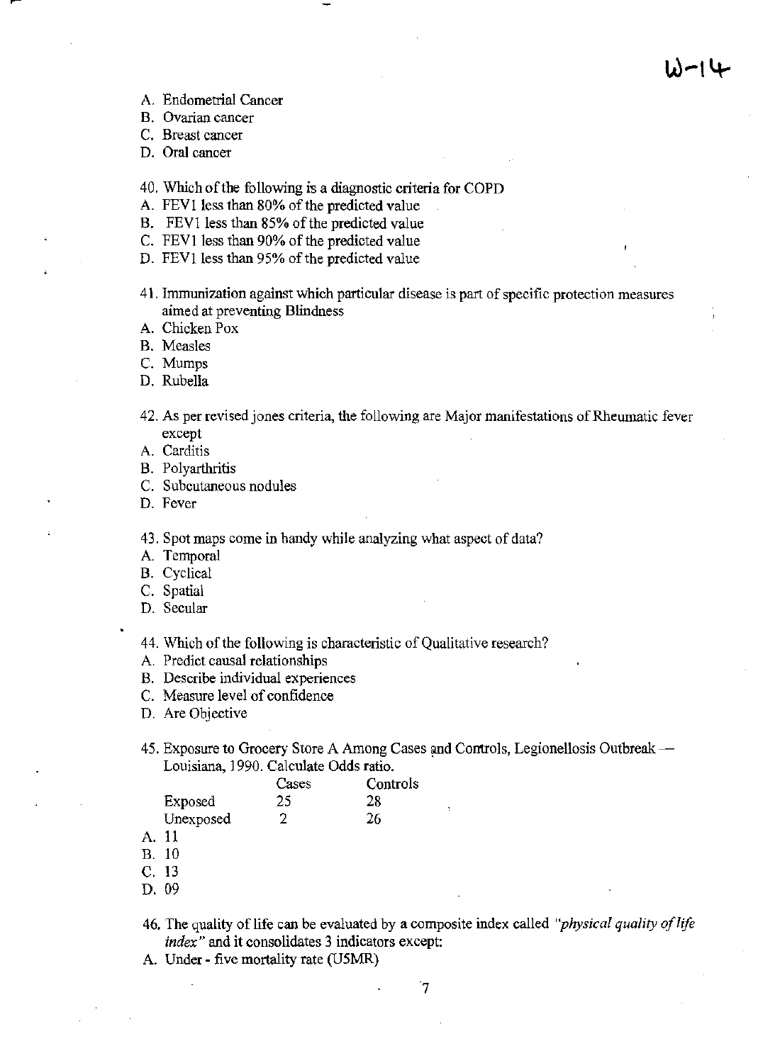W-14

A. Endometrial Cancer
B. Ovarian cancer
C. Breast cancer
D. Oral cancer

40. Which of the following is a diagnostic criteria for COPD
A. FEV1 less than 80% of the predicted value
B. FEV1 less than 85% of the predicted value
C. FEV1 less than 90% of the predicted value
D. FEV1 less than 95% of the predicted value

41. Immunization against which particular disease is part of specific protection measures aimed at preventing Blindness
A. Chicken Pox
B. Measles
C. Mumps
D. Rubella

42. As per revised jones criteria, the following are Major manifestations of Rheumatic fever except
A. Carditis
B. Polyarthritis
C. Subcutaneous nodules
D. Fever

43. Spot maps come in handy while analyzing what aspect of data?
A. Temporal
B. Cyclical
C. Spatial
D. Secular

44. Which of the following is characteristic of Qualitative research?
A. Predict causal relationships
B. Describe individual experiences
C. Measure level of confidence
D. Are Objective

45. Exposure to Grocery Store A Among Cases and Controls, Legionellosis Outbreak — Louisiana, 1990. Calculate Odds ratio.

| | Cases | Controls |
|---|---|---|
| Exposed | 25 | 28 |
| Unexposed | 2 | 26 |

A. 11
B. 10
C. 13
D. 09

46. The quality of life can be evaluated by a composite index called *"physical quality of life index"* and it consolidates 3 indicators except:
A. Under - five mortality rate (U5MR)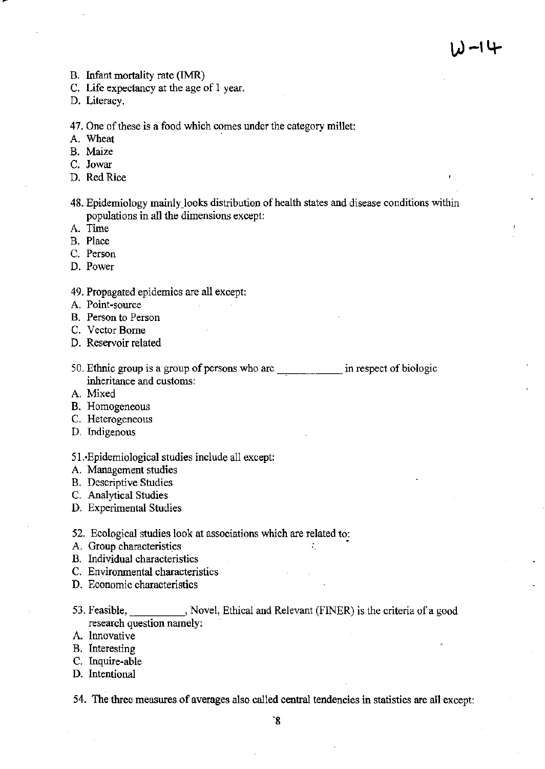B. Infant mortality rate (IMR)
C. Life expectancy at the age of 1 year.
D. Literacy.

47. One of these is a food which comes under the category millet:
A. Wheat
B. Maize
C. Jowar
D. Red Rice

48. Epidemiology mainly looks distribution of health states and disease conditions within populations in all the dimensions except:
A. Time
B. Place
C. Person
D. Power

49. Propagated epidemics are all except:
A. Point-source
B. Person to Person
C. Vector Borne
D. Reservoir related

50. Ethnic group is a group of persons who are ___________ in respect of biologic inheritance and customs:
A. Mixed
B. Homogeneous
C. Heterogeneous
D. Indigenous

51. Epidemiological studies include all except:
A. Management studies
B. Descriptive Studies
C. Analytical Studies
D. Experimental Studies

52. Ecological studies look at associations which are related to:
A. Group characteristics
B. Individual characteristics
C. Environmental characteristics
D. Economic characteristics

53. Feasible, __________, Novel, Ethical and Relevant (FINER) is the criteria of a good research question namely:
A. Innovative
B. Interesting
C. Inquire-able
D. Intentional

54. The three measures of averages also called central tendencies in statistics are all except: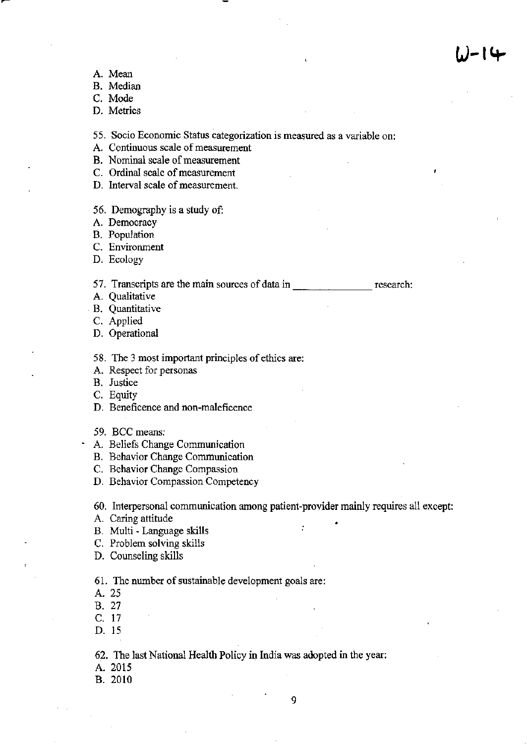A. Mean
B. Median
C. Mode
D. Metrics

55. Socio Economic Status categorization is measured as a variable on:
A. Continuous scale of measurement
B. Nominal scale of measurement
C. Ordinal scale of measurement
D. Interval scale of measurement.

56. Demography is a study of:
A. Democracy
B. Population
C. Environment
D. Ecology

57. Transcripts are the main sources of data in ______________ research:
A. Qualitative
B. Quantitative
C. Applied
D. Operational

58. The 3 most important principles of ethics are:
A. Respect for personas
B. Justice
C. Equity
D. Beneficence and non-maleficence

59. BCC means:
A. Beliefs Change Communication
B. Behavior Change Communication
C. Behavior Change Compassion
D. Behavior Compassion Competency

60. Interpersonal communication among patient-provider mainly requires all except:
A. Caring attitude
B. Multi - Language skills
C. Problem solving skills
D. Counseling skills

61. The number of sustainable development goals are:
A. 25
B. 27
C. 17
D. 15

62. The last National Health Policy in India was adopted in the year:
A. 2015
B. 2010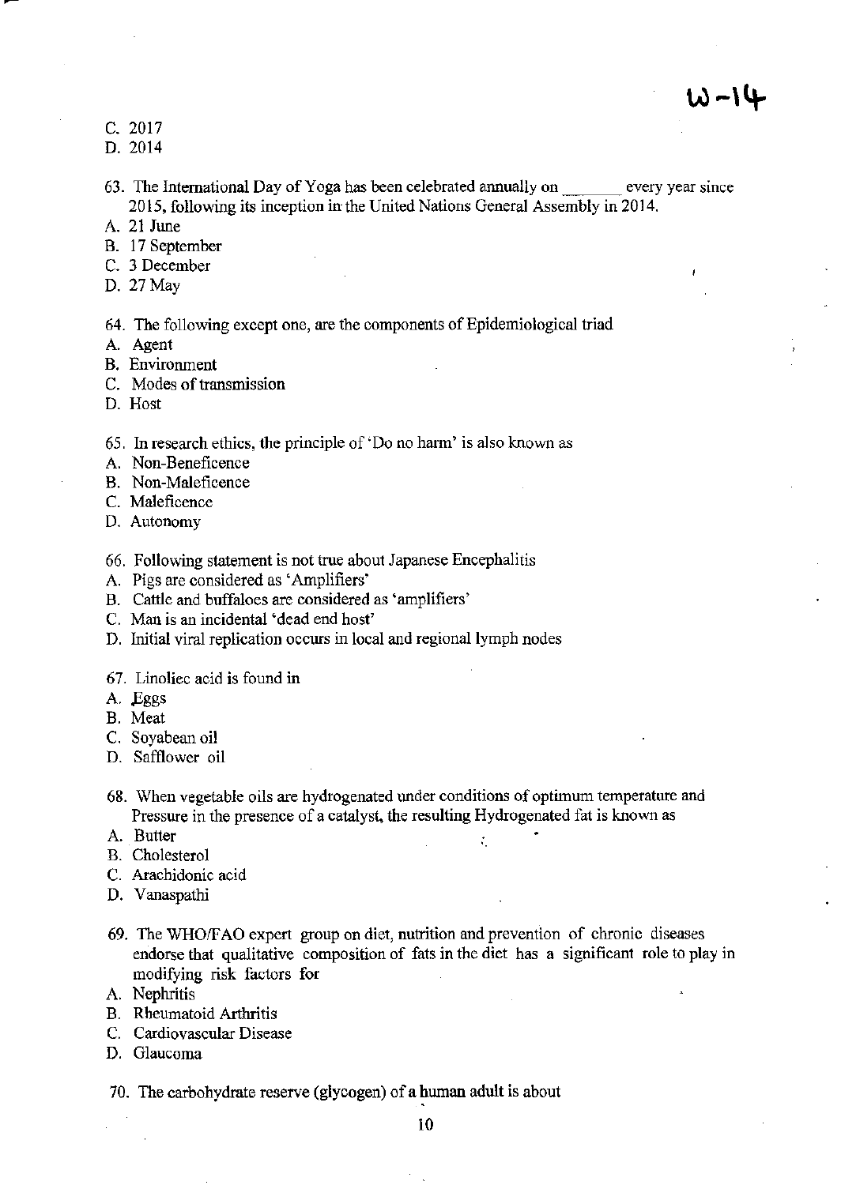C. 2017
D. 2014

63. The International Day of Yoga has been celebrated annually on \_\_\_\_\_\_\_ every year since 2015, following its inception in the United Nations General Assembly in 2014.
A. 21 June
B. 17 September
C. 3 December
D. 27 May

64. The following except one, are the components of Epidemiological triad
A. Agent
B. Environment
C. Modes of transmission
D. Host

65. In research ethics, the principle of 'Do no harm' is also known as
A. Non-Beneficence
B. Non-Maleficence
C. Maleficence
D. Autonomy

66. Following statement is not true about Japanese Encephalitis
A. Pigs are considered as 'Amplifiers'
B. Cattle and buffaloes are considered as 'amplifiers'
C. Man is an incidental 'dead end host'
D. Initial viral replication occurs in local and regional lymph nodes

67. Linoliec acid is found in
A. Eggs
B. Meat
C. Soyabean oil
D. Safflower oil

68. When vegetable oils are hydrogenated under conditions of optimum temperature and Pressure in the presence of a catalyst, the resulting Hydrogenated fat is known as
A. Butter
B. Cholesterol
C. Arachidonic acid
D. Vanaspathi

69. The WHO/FAO expert group on diet, nutrition and prevention of chronic diseases endorse that qualitative composition of fats in the diet has a significant role to play in modifying risk factors for
A. Nephritis
B. Rheumatoid Arthritis
C. Cardiovascular Disease
D. Glaucoma

70. The carbohydrate reserve (glycogen) of a human adult is about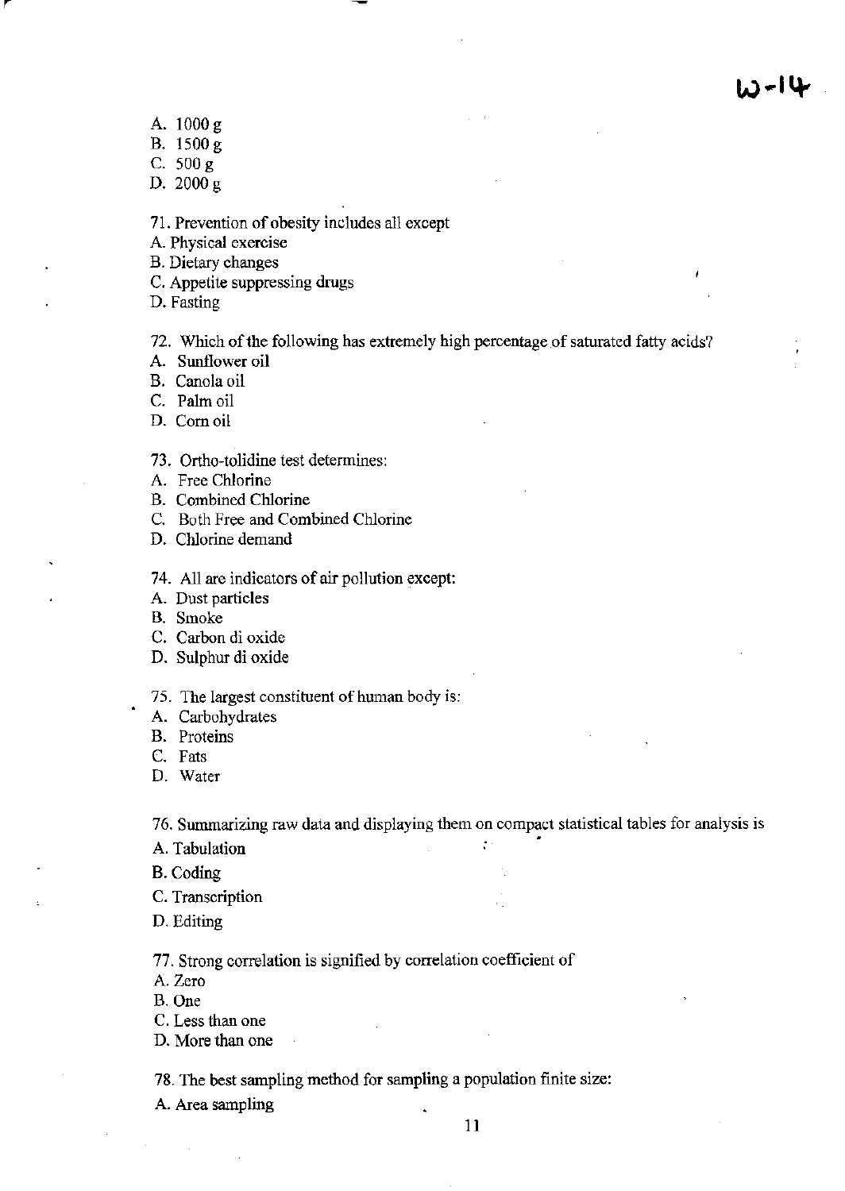A. 1000 g
B. 1500 g
C. 500 g
D. 2000 g

71. Prevention of obesity includes all except
A. Physical exercise
B. Dietary changes
C. Appetite suppressing drugs
D. Fasting

72. Which of the following has extremely high percentage of saturated fatty acids?
A. Sunflower oil
B. Canola oil
C. Palm oil
D. Corn oil

73. Ortho-tolidine test determines:
A. Free Chlorine
B. Combined Chlorine
C. Both Free and Combined Chlorine
D. Chlorine demand

74. All are indicators of air pollution except:
A. Dust particles
B. Smoke
C. Carbon di oxide
D. Sulphur di oxide

75. The largest constituent of human body is:
A. Carbohydrates
B. Proteins
C. Fats
D. Water

76. Summarizing raw data and displaying them on compact statistical tables for analysis is
A. Tabulation
B. Coding
C. Transcription
D. Editing

77. Strong correlation is signified by correlation coefficient of
A. Zero
B. One
C. Less than one
D. More than one

78. The best sampling method for sampling a population finite size:
A. Area sampling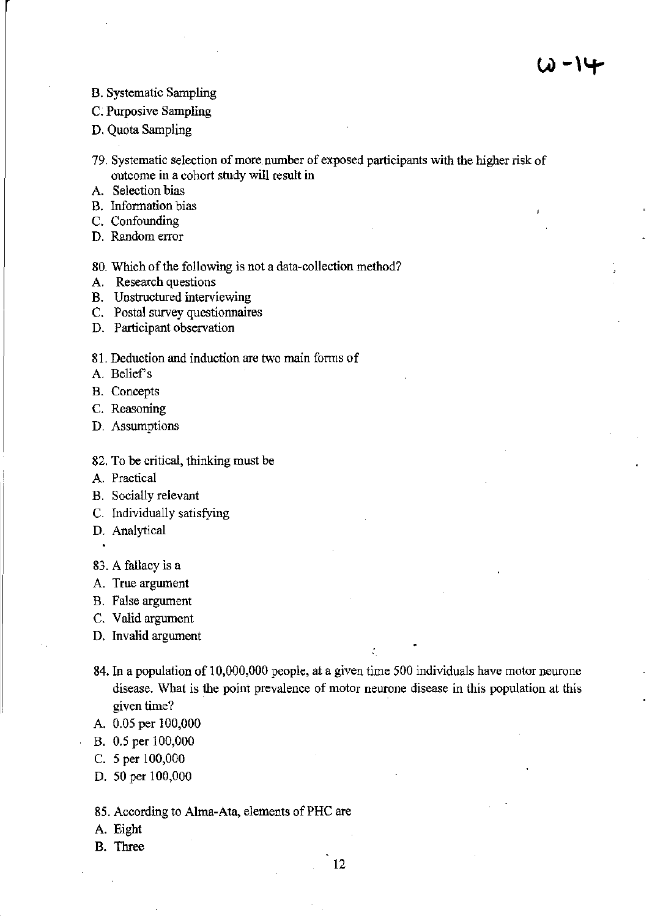B. Systematic Sampling

C. Purposive Sampling

D. Quota Sampling

79. Systematic selection of more number of exposed participants with the higher risk of outcome in a cohort study will result in

A. Selection bias
B. Information bias
C. Confounding
D. Random error

80. Which of the following is not a data-collection method?

A. Research questions
B. Unstructured interviewing
C. Postal survey questionnaires
D. Participant observation

81. Deduction and induction are two main forms of

A. Belief's
B. Concepts
C. Reasoning
D. Assumptions

82. To be critical, thinking must be

A. Practical
B. Socially relevant
C. Individually satisfying
D. Analytical

83. A fallacy is a

A. True argument
B. False argument
C. Valid argument
D. Invalid argument

84. In a population of 10,000,000 people, at a given time 500 individuals have motor neurone disease. What is the point prevalence of motor neurone disease in this population at this given time?

A. 0.05 per 100,000
B. 0.5 per 100,000
C. 5 per 100,000
D. 50 per 100,000

85. According to Alma-Ata, elements of PHC are

A. Eight
B. Three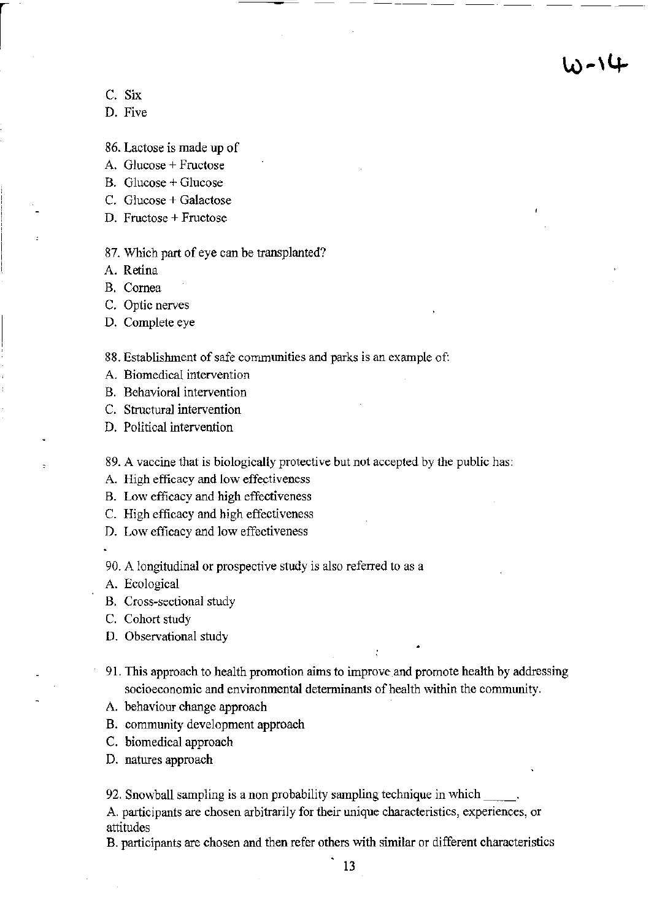W-14

C. Six
D. Five

86. Lactose is made up of
A. Glucose + Fructose
B. Glucose + Glucose
C. Glucose + Galactose
D. Fructose + Fructose

87. Which part of eye can be transplanted?
A. Retina
B. Cornea
C. Optic nerves
D. Complete eye

88. Establishment of safe communities and parks is an example of:
A. Biomedical intervention
B. Behavioral intervention
C. Structural intervention
D. Political intervention

89. A vaccine that is biologically protective but not accepted by the public has:
A. High efficacy and low effectiveness
B. Low efficacy and high effectiveness
C. High efficacy and high effectiveness
D. Low efficacy and low effectiveness

90. A longitudinal or prospective study is also referred to as a
A. Ecological
B. Cross-sectional study
C. Cohort study
D. Observational study

91. This approach to health promotion aims to improve and promote health by addressing socioeconomic and environmental determinants of health within the community.
A. behaviour change approach
B. community development approach
C. biomedical approach
D. natures approach

92. Snowball sampling is a non probability sampling technique in which _____.
A. participants are chosen arbitrarily for their unique characteristics, experiences, or attitudes
B. participants are chosen and then refer others with similar or different characteristics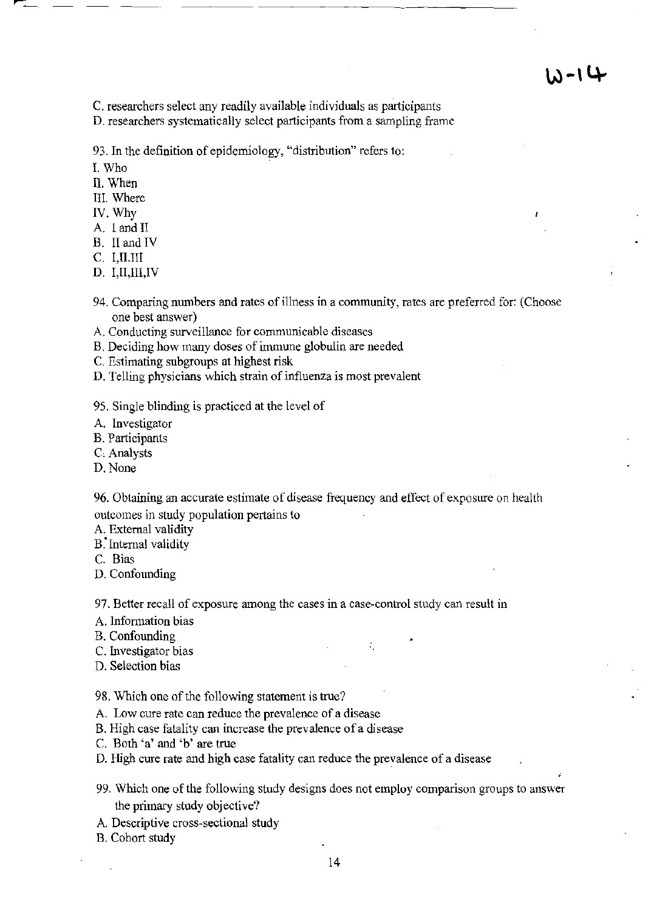C. researchers select any readily available individuals as participants
D. researchers systematically select participants from a sampling frame

93. In the definition of epidemiology, "distribution" refers to:
I. Who
II. When
III. Where
IV. Why
A. I and II
B. II and IV
C. I,II.III
D. I,II,III,IV

94. Comparing numbers and rates of illness in a community, rates are preferred for: (Choose one best answer)
A. Conducting surveillance for communicable diseases
B. Deciding how many doses of immune globulin are needed
C. Estimating subgroups at highest risk
D. Telling physicians which strain of influenza is most prevalent

95. Single blinding is practiced at the level of
A. Investigator
B. Participants
C. Analysts
D. None

96. Obtaining an accurate estimate of disease frequency and effect of exposure on health outcomes in study population pertains to
A. External validity
B. Internal validity
C. Bias
D. Confounding

97. Better recall of exposure among the cases in a case-control study can result in
A. Information bias
B. Confounding
C. Investigator bias
D. Selection bias

98. Which one of the following statement is true?
A. Low cure rate can reduce the prevalence of a disease
B. High case fatality can increase the prevalence of a disease
C. Both 'a' and 'b' are true
D. High cure rate and high case fatality can reduce the prevalence of a disease

99. Which one of the following study designs does not employ comparison groups to answer the primary study objective?
A. Descriptive cross-sectional study
B. Cohort study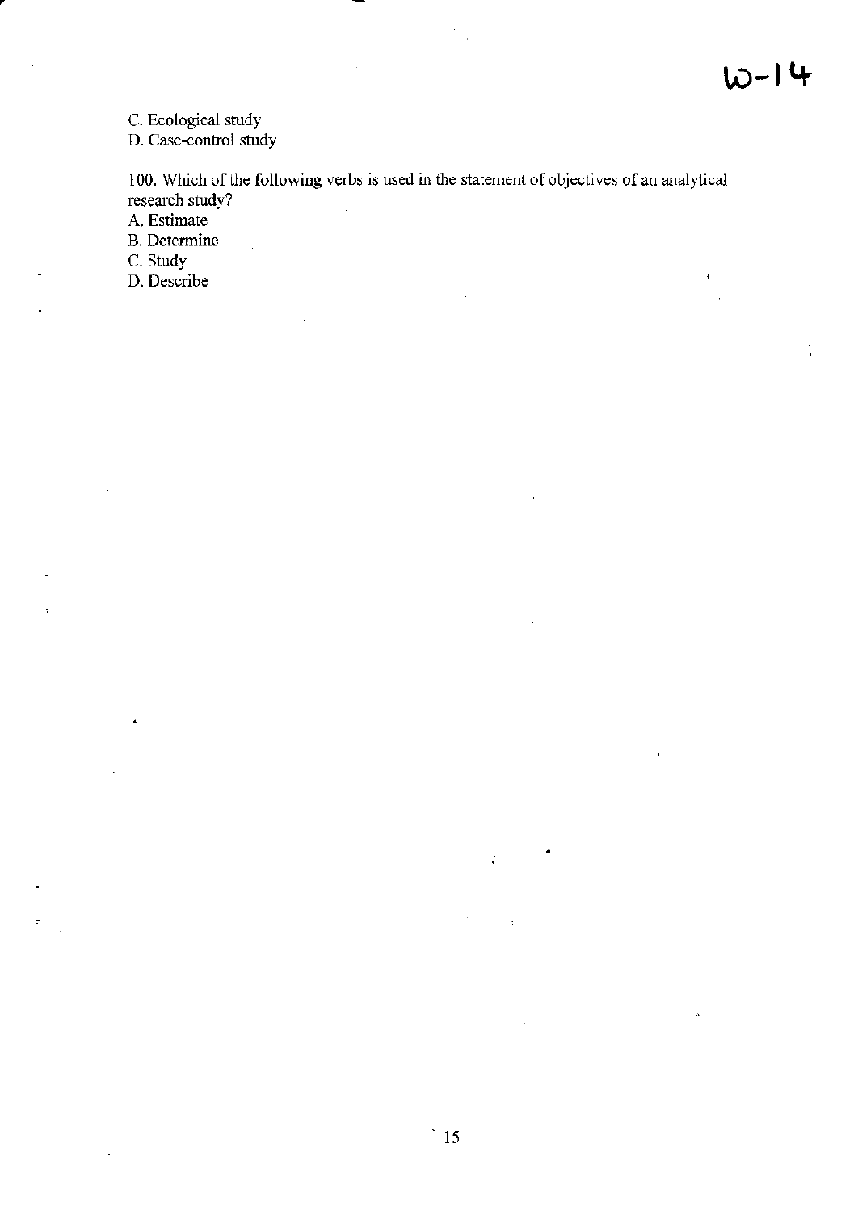C. Ecological study
D. Case-control study

100. Which of the following verbs is used in the statement of objectives of an analytical research study?
A. Estimate
B. Determine
C. Study
D. Describe